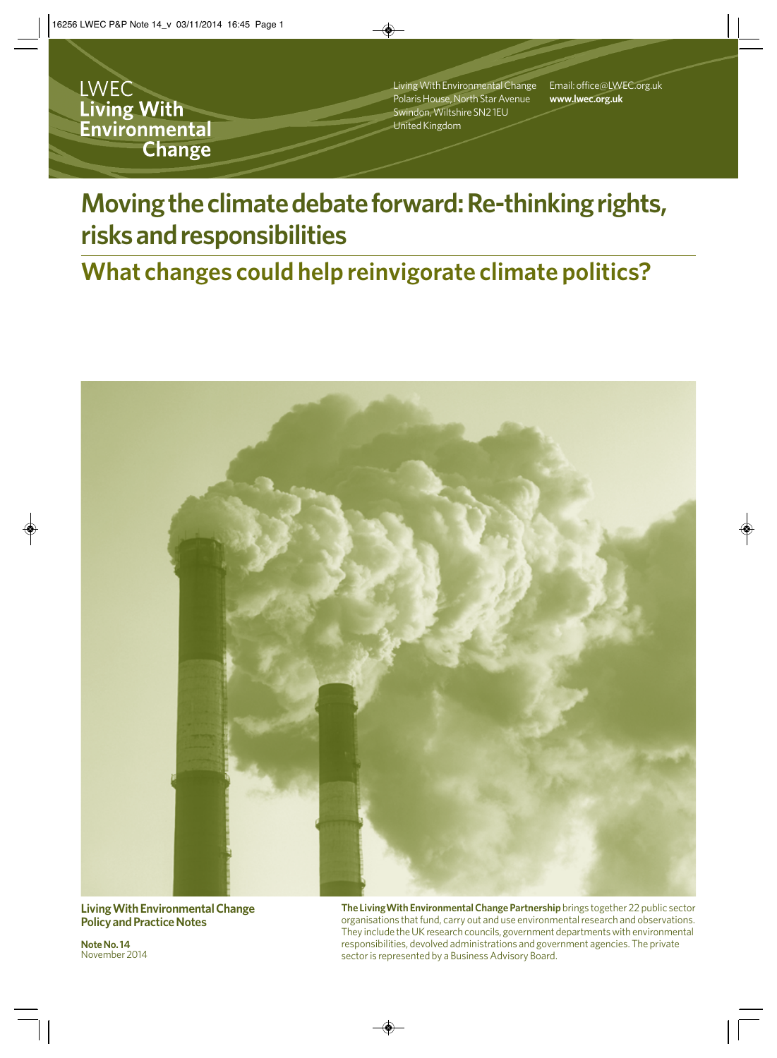LWEC
**Living With Environmental Change**

Living With Environmental Change
Polaris House, North Star Avenue
Swindon, Wiltshire SN2 1EU
United Kingdom

Email: office@LWEC.org.uk
**www.lwec.org.uk**

# Moving the climate debate forward: Re-thinking rights, risks and responsibilities

## What changes could help reinvigorate climate politics?

**Living With Environmental Change Policy and Practice Notes**

**Note No. 14**
November 2014

**The Living With Environmental Change Partnership** brings together 22 public sector organisations that fund, carry out and use environmental research and observations. They include the UK research councils, government departments with environmental responsibilities, devolved administrations and government agencies. The private sector is represented by a Business Advisory Board.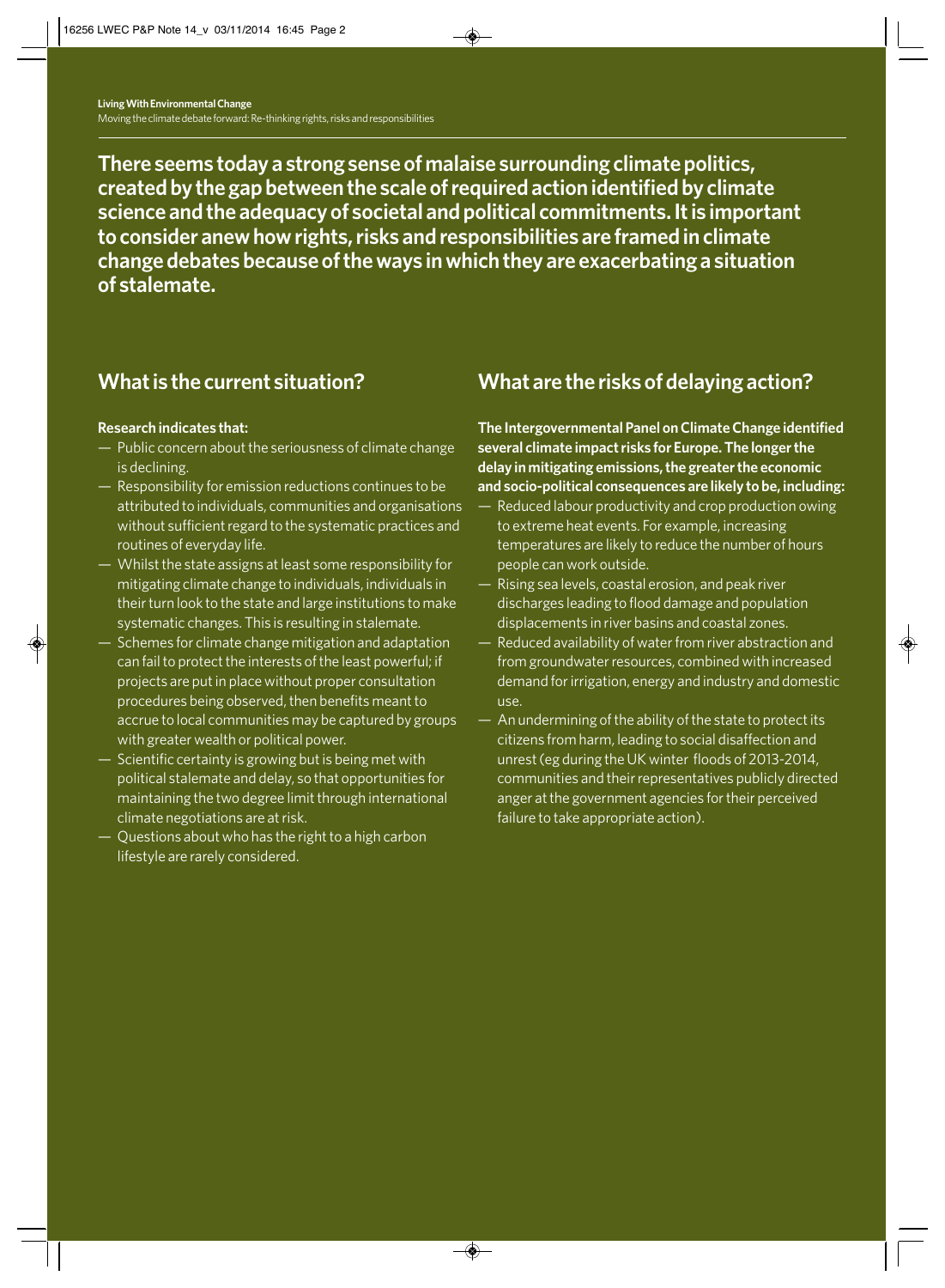There seems today a strong sense of malaise surrounding climate politics, created by the gap between the scale of required action identified by climate science and the adequacy of societal and political commitments. It is important to consider anew how rights, risks and responsibilities are framed in climate change debates because of the ways in which they are exacerbating a situation of stalemate.

## What is the current situation?

**Research indicates that:**

- Public concern about the seriousness of climate change is declining.
- Responsibility for emission reductions continues to be attributed to individuals, communities and organisations without sufficient regard to the systematic practices and routines of everyday life.
- Whilst the state assigns at least some responsibility for mitigating climate change to individuals, individuals in their turn look to the state and large institutions to make systematic changes. This is resulting in stalemate.
- Schemes for climate change mitigation and adaptation can fail to protect the interests of the least powerful; if projects are put in place without proper consultation procedures being observed, then benefits meant to accrue to local communities may be captured by groups with greater wealth or political power.
- Scientific certainty is growing but is being met with political stalemate and delay, so that opportunities for maintaining the two degree limit through international climate negotiations are at risk.
- Questions about who has the right to a high carbon lifestyle are rarely considered.

## What are the risks of delaying action?

**The Intergovernmental Panel on Climate Change identified several climate impact risks for Europe. The longer the delay in mitigating emissions, the greater the economic and socio-political consequences are likely to be, including:**

- Reduced labour productivity and crop production owing to extreme heat events. For example, increasing temperatures are likely to reduce the number of hours people can work outside.
- Rising sea levels, coastal erosion, and peak river discharges leading to flood damage and population displacements in river basins and coastal zones.
- Reduced availability of water from river abstraction and from groundwater resources, combined with increased demand for irrigation, energy and industry and domestic use.
- An undermining of the ability of the state to protect its citizens from harm, leading to social disaffection and unrest (eg during the UK winter floods of 2013-2014, communities and their representatives publicly directed anger at the government agencies for their perceived failure to take appropriate action).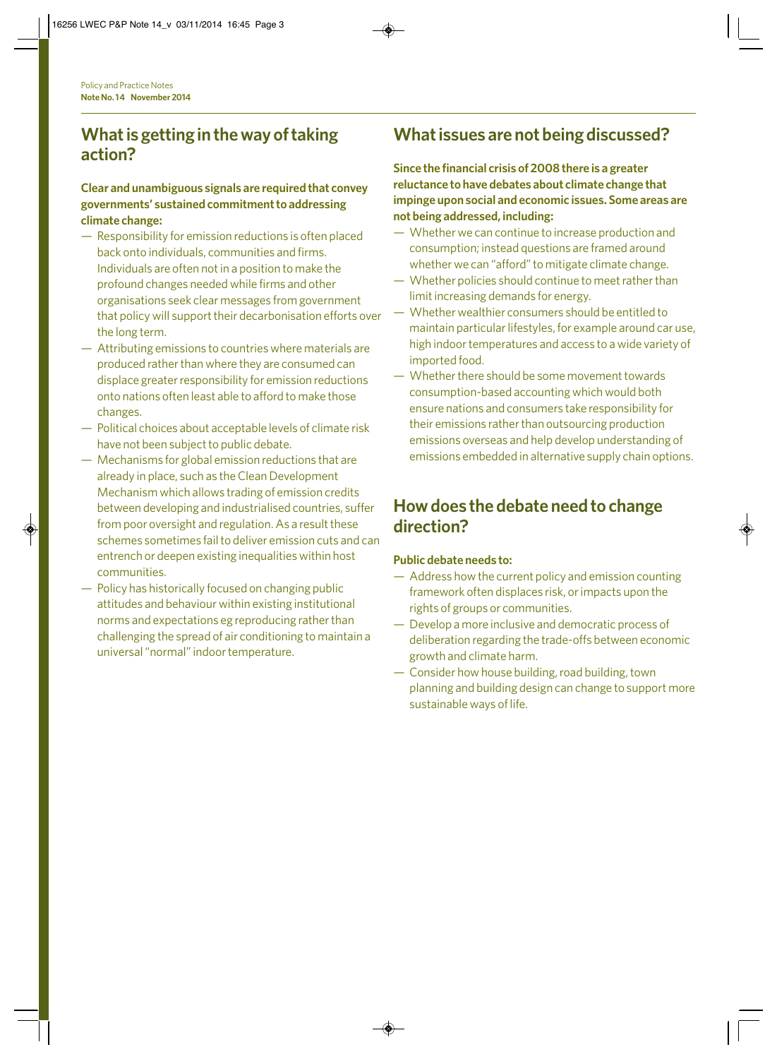## What is getting in the way of taking action?

**Clear and unambiguous signals are required that convey governments' sustained commitment to addressing climate change:**

- Responsibility for emission reductions is often placed back onto individuals, communities and firms. Individuals are often not in a position to make the profound changes needed while firms and other organisations seek clear messages from government that policy will support their decarbonisation efforts over the long term.
- Attributing emissions to countries where materials are produced rather than where they are consumed can displace greater responsibility for emission reductions onto nations often least able to afford to make those changes.
- Political choices about acceptable levels of climate risk have not been subject to public debate.
- Mechanisms for global emission reductions that are already in place, such as the Clean Development Mechanism which allows trading of emission credits between developing and industrialised countries, suffer from poor oversight and regulation. As a result these schemes sometimes fail to deliver emission cuts and can entrench or deepen existing inequalities within host communities.
- Policy has historically focused on changing public attitudes and behaviour within existing institutional norms and expectations eg reproducing rather than challenging the spread of air conditioning to maintain a universal "normal" indoor temperature.

## What issues are not being discussed?

**Since the financial crisis of 2008 there is a greater reluctance to have debates about climate change that impinge upon social and economic issues. Some areas are not being addressed, including:**

- Whether we can continue to increase production and consumption; instead questions are framed around whether we can "afford" to mitigate climate change.
- Whether policies should continue to meet rather than limit increasing demands for energy.
- Whether wealthier consumers should be entitled to maintain particular lifestyles, for example around car use, high indoor temperatures and access to a wide variety of imported food.
- Whether there should be some movement towards consumption-based accounting which would both ensure nations and consumers take responsibility for their emissions rather than outsourcing production emissions overseas and help develop understanding of emissions embedded in alternative supply chain options.

## How does the debate need to change direction?

**Public debate needs to:**

- Address how the current policy and emission counting framework often displaces risk, or impacts upon the rights of groups or communities.
- Develop a more inclusive and democratic process of deliberation regarding the trade-offs between economic growth and climate harm.
- Consider how house building, road building, town planning and building design can change to support more sustainable ways of life.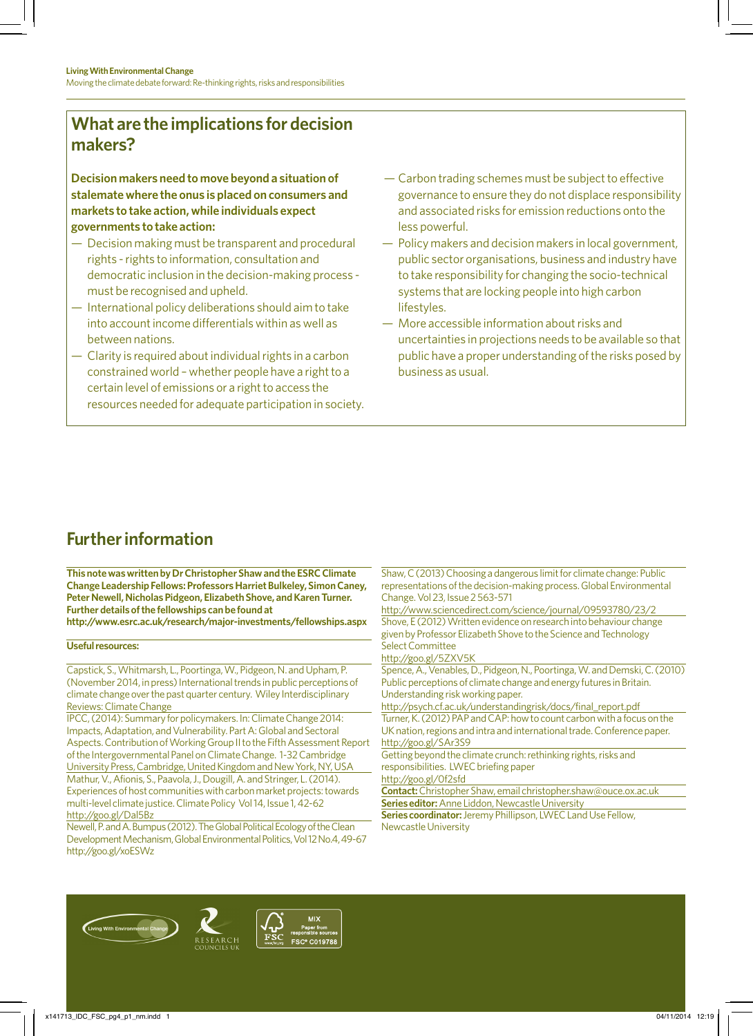## What are the implications for decision makers?

**Decision makers need to move beyond a situation of stalemate where the onus is placed on consumers and markets to take action, while individuals expect governments to take action:**

- Decision making must be transparent and procedural rights - rights to information, consultation and democratic inclusion in the decision-making process - must be recognised and upheld.
- International policy deliberations should aim to take into account income differentials within as well as between nations.
- Clarity is required about individual rights in a carbon constrained world – whether people have a right to a certain level of emissions or a right to access the resources needed for adequate participation in society.
- Carbon trading schemes must be subject to effective governance to ensure they do not displace responsibility and associated risks for emission reductions onto the less powerful.
- Policy makers and decision makers in local government, public sector organisations, business and industry have to take responsibility for changing the socio-technical systems that are locking people into high carbon lifestyles.
- More accessible information about risks and uncertainties in projections needs to be available so that public have a proper understanding of the risks posed by business as usual.

## Further information

**This note was written by Dr Christopher Shaw and the ESRC Climate Change Leadership Fellows: Professors Harriet Bulkeley, Simon Caney, Peter Newell, Nicholas Pidgeon, Elizabeth Shove, and Karen Turner. Further details of the fellowships can be found at http://www.esrc.ac.uk/research/major-investments/fellowships.aspx**

**Useful resources:**

Capstick, S., Whitmarsh, L., Poortinga, W., Pidgeon, N. and Upham, P. (November 2014, in press) International trends in public perceptions of climate change over the past quarter century. Wiley Interdisciplinary Reviews: Climate Change

IPCC, (2014): Summary for policymakers. In: Climate Change 2014: Impacts, Adaptation, and Vulnerability. Part A: Global and Sectoral Aspects. Contribution of Working Group II to the Fifth Assessment Report of the Intergovernmental Panel on Climate Change. 1-32 Cambridge University Press, Cambridge, United Kingdom and New York, NY, USA

Mathur, V., Afionis, S., Paavola, J., Dougill, A. and Stringer, L. (2014). Experiences of host communities with carbon market projects: towards multi-level climate justice. Climate Policy Vol 14, Issue 1, 42-62 http://goo.gl/Dal5Bz

Newell, P. and A. Bumpus (2012). The Global Political Ecology of the Clean Development Mechanism, Global Environmental Politics, Vol 12 No.4, 49-67 http://goo.gl/xoESWz

Shaw, C (2013) Choosing a dangerous limit for climate change: Public representations of the decision-making process. Global Environmental Change. Vol 23, Issue 2 563-571 http://www.sciencedirect.com/science/journal/09593780/23/2

Shove, E (2012) Written evidence on research into behaviour change given by Professor Elizabeth Shove to the Science and Technology Select Committee http://goo.gl/5ZXV5K

Spence, A., Venables, D., Pidgeon, N., Poortinga, W. and Demski, C. (2010) Public perceptions of climate change and energy futures in Britain. Understanding risk working paper. http://psych.cf.ac.uk/understandingrisk/docs/final_report.pdf

Turner, K. (2012) PAP and CAP: how to count carbon with a focus on the UK nation, regions and intra and international trade. Conference paper. http://goo.gl/SAr3S9

Getting beyond the climate crunch: rethinking rights, risks and responsibilities. LWEC briefing paper http://goo.gl/0f2sfd

**Contact:** Christopher Shaw, email christopher.shaw@ouce.ox.ac.uk

**Series editor:** Anne Liddon, Newcastle University

**Series coordinator:** Jeremy Phillipson, LWEC Land Use Fellow, Newcastle University